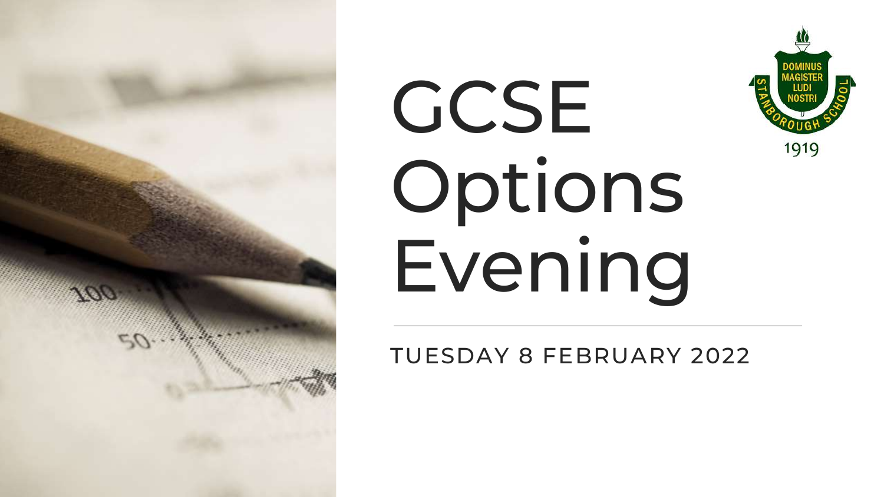# GCSE Options Evening

TUESDAY 8 FEBRUARY 2022

DOMINUS MAGISTER LUDI NOSTRI

STANBOROUGH SCHOOL

1919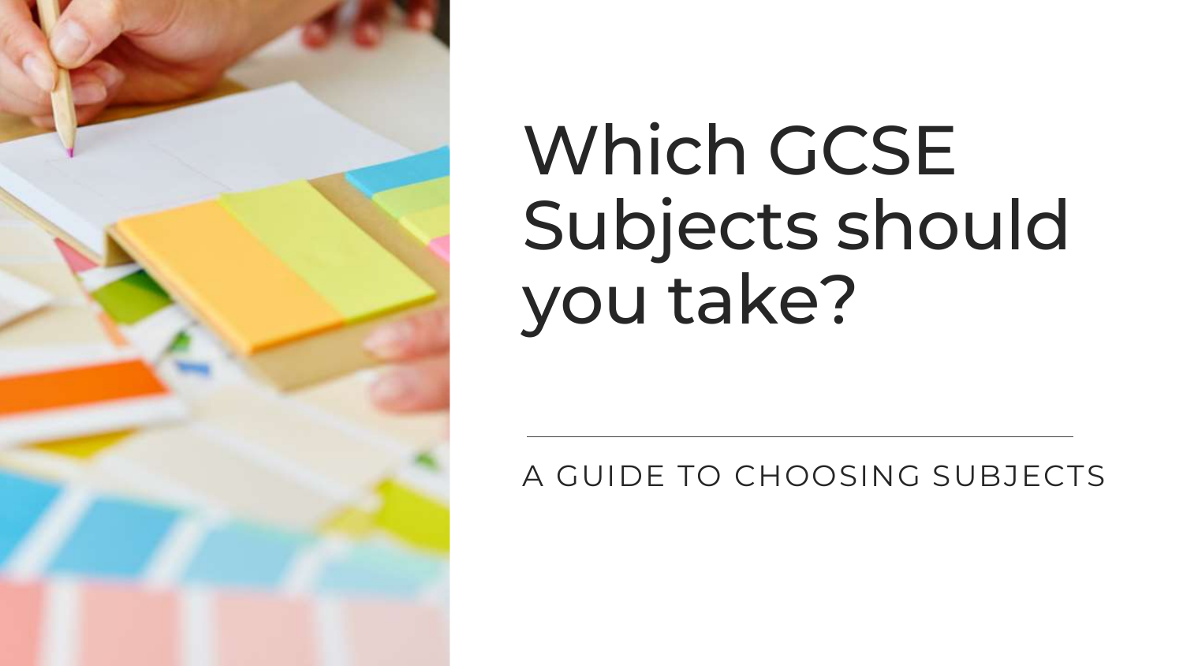# Which GCSE Subjects should you take?

A GUIDE TO CHOOSING SUBJECTS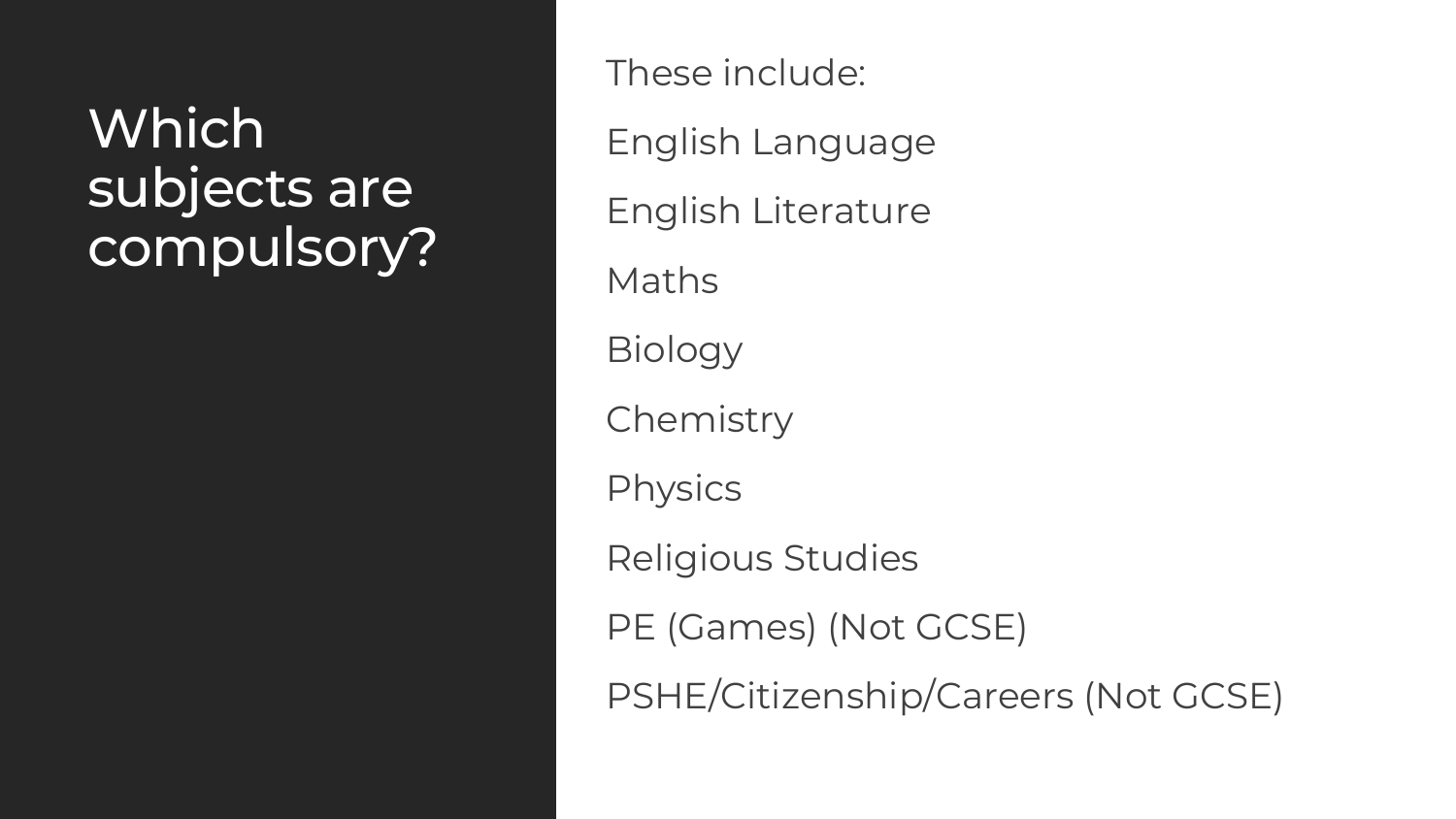# Which subjects are compulsory?

These include:

- English Language
- English Literature
- Maths
- Biology
- Chemistry
- Physics
- Religious Studies
- PE (Games) (Not GCSE)
- PSHE/Citizenship/Careers (Not GCSE)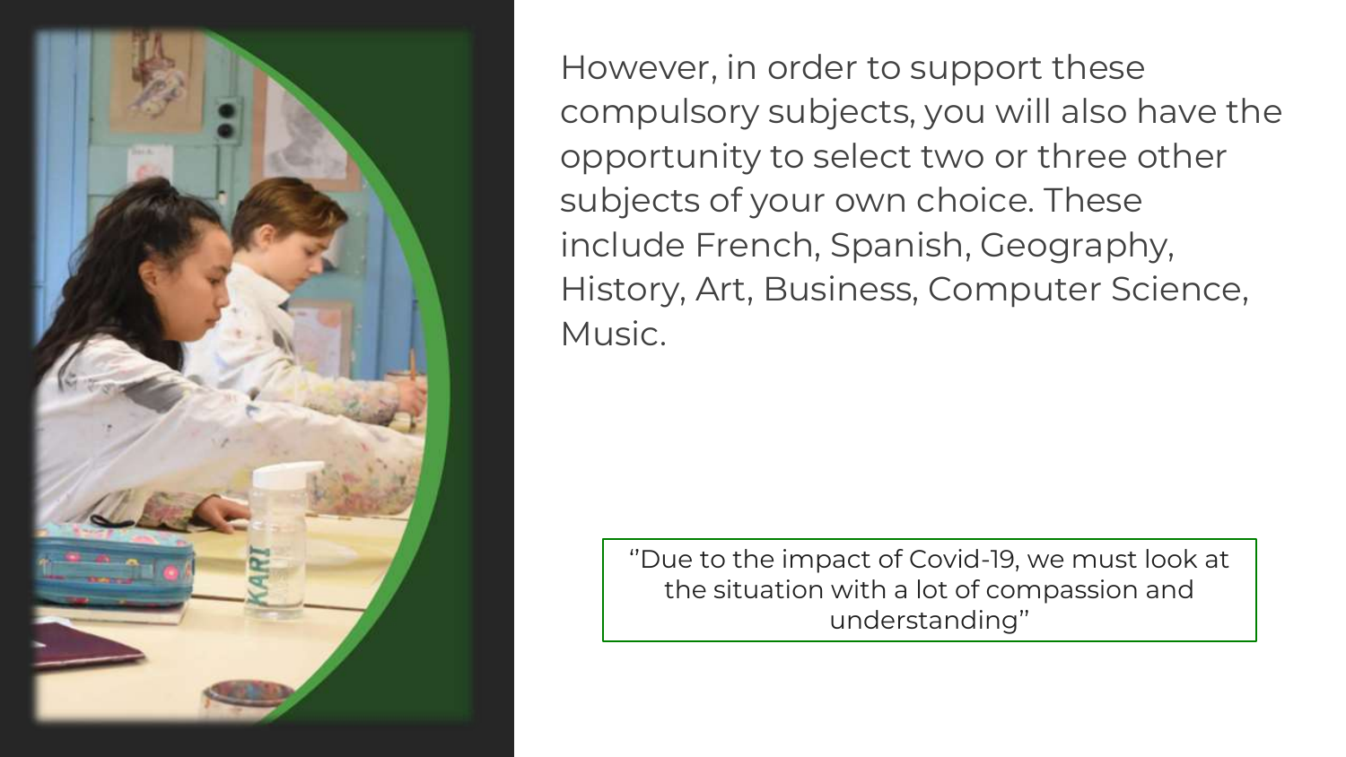However, in order to support these compulsory subjects, you will also have the opportunity to select two or three other subjects of your own choice. These include French, Spanish, Geography, History, Art, Business, Computer Science, Music.

> "Due to the impact of Covid-19, we must look at the situation with a lot of compassion and understanding"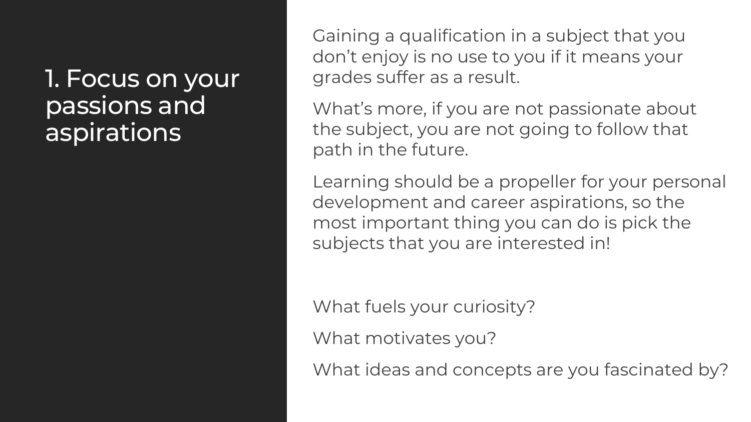# 1. Focus on your passions and aspirations

Gaining a qualification in a subject that you don’t enjoy is no use to you if it means your grades suffer as a result.

What’s more, if you are not passionate about the subject, you are not going to follow that path in the future.

Learning should be a propeller for your personal development and career aspirations, so the most important thing you can do is pick the subjects that you are interested in!

What fuels your curiosity?

What motivates you?

What ideas and concepts are you fascinated by?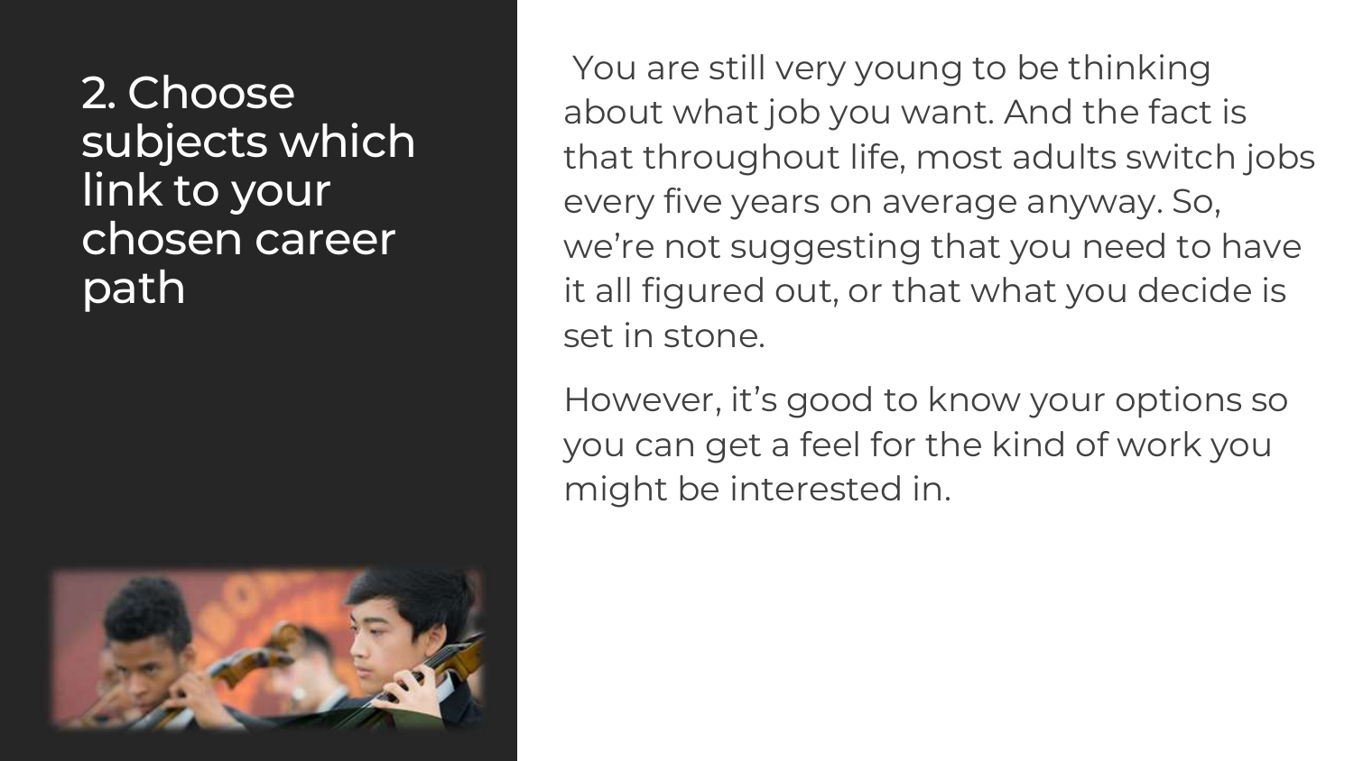# 2. Choose subjects which link to your chosen career path

You are still very young to be thinking about what job you want. And the fact is that throughout life, most adults switch jobs every five years on average anyway. So, we're not suggesting that you need to have it all figured out, or that what you decide is set in stone.

However, it's good to know your options so you can get a feel for the kind of work you might be interested in.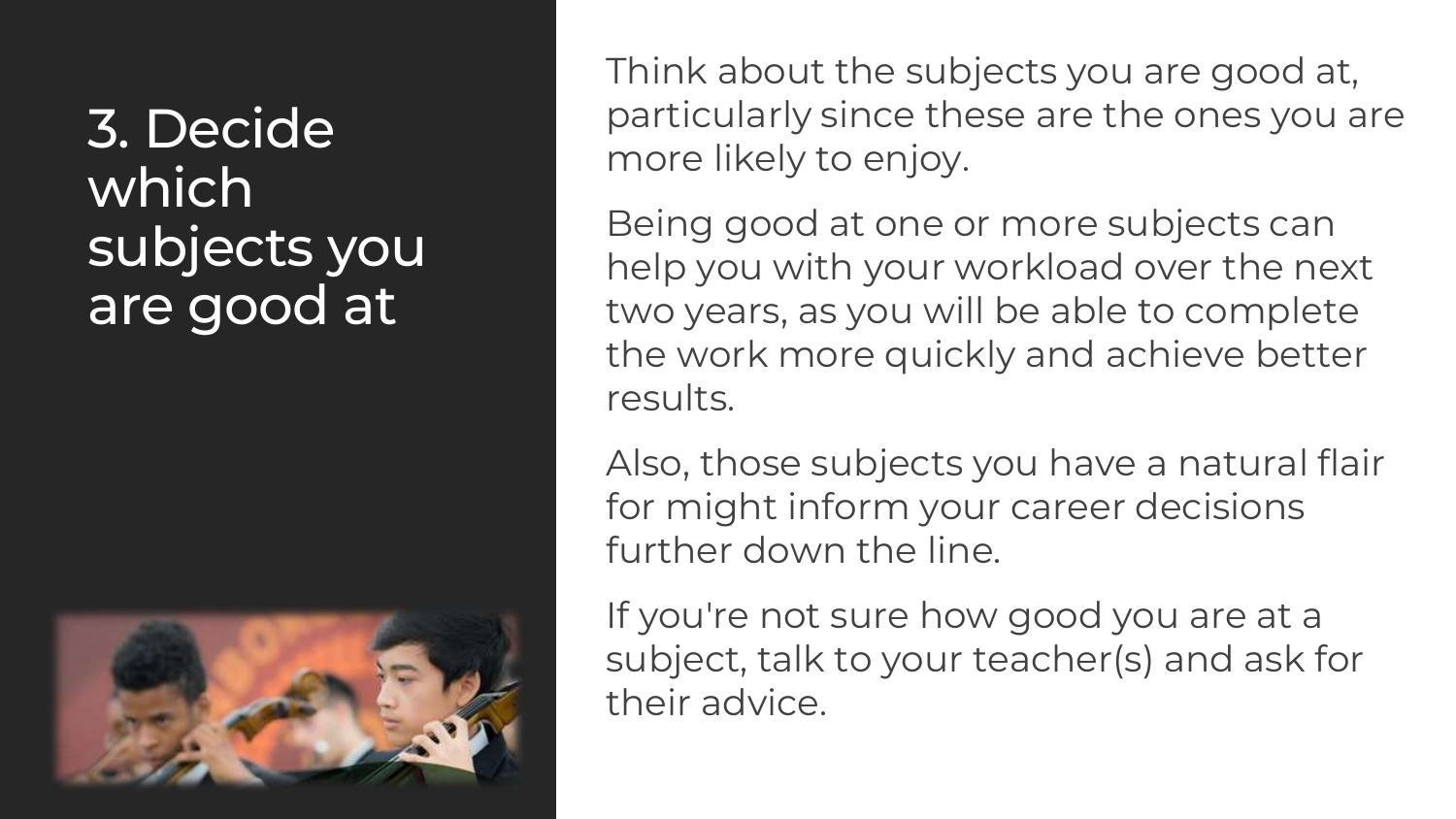# 3. Decide which subjects you are good at

Think about the subjects you are good at, particularly since these are the ones you are more likely to enjoy.

Being good at one or more subjects can help you with your workload over the next two years, as you will be able to complete the work more quickly and achieve better results.

Also, those subjects you have a natural flair for might inform your career decisions further down the line.

If you're not sure how good you are at a subject, talk to your teacher(s) and ask for their advice.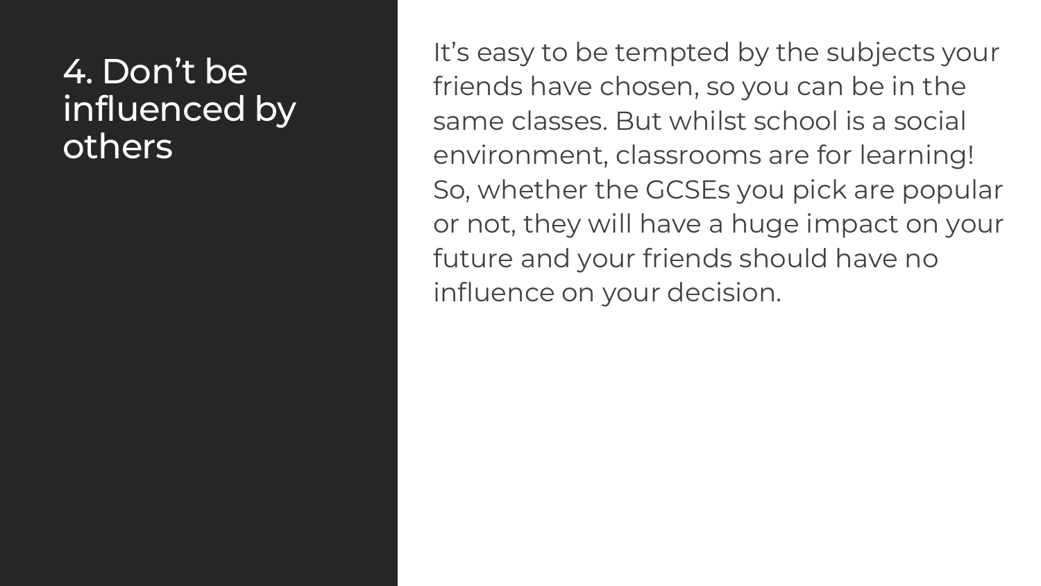## 4. Don't be influenced by others

It's easy to be tempted by the subjects your friends have chosen, so you can be in the same classes. But whilst school is a social environment, classrooms are for learning! So, whether the GCSEs you pick are popular or not, they will have a huge impact on your future and your friends should have no influence on your decision.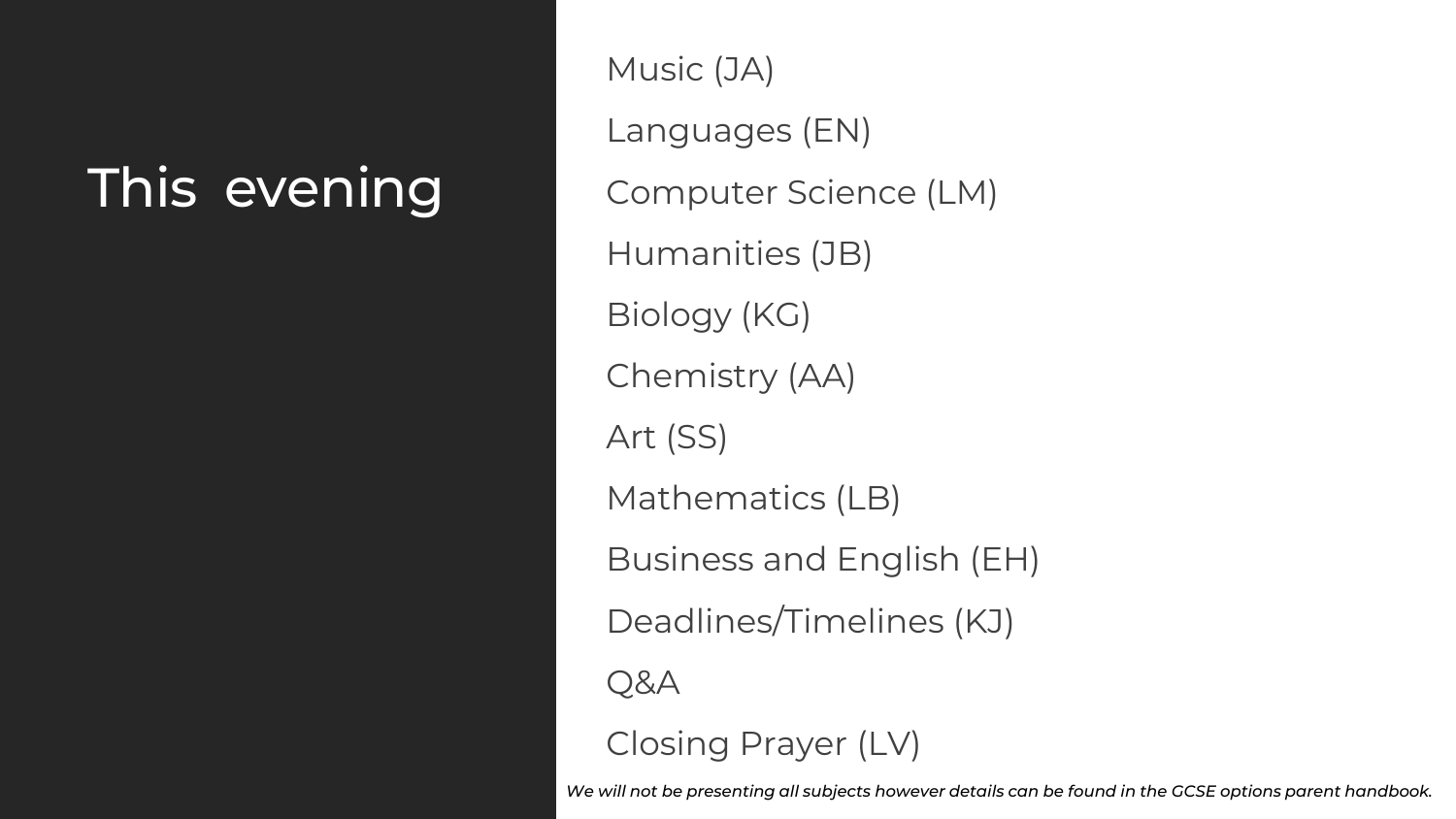# This evening

- Music (JA)
- Languages (EN)
- Computer Science (LM)
- Humanities (JB)
- Biology (KG)
- Chemistry (AA)
- Art (SS)
- Mathematics (LB)
- Business and English (EH)
- Deadlines/Timelines (KJ)
- Q&A
- Closing Prayer (LV)

*We will not be presenting all subjects however details can be found in the GCSE options parent handbook.*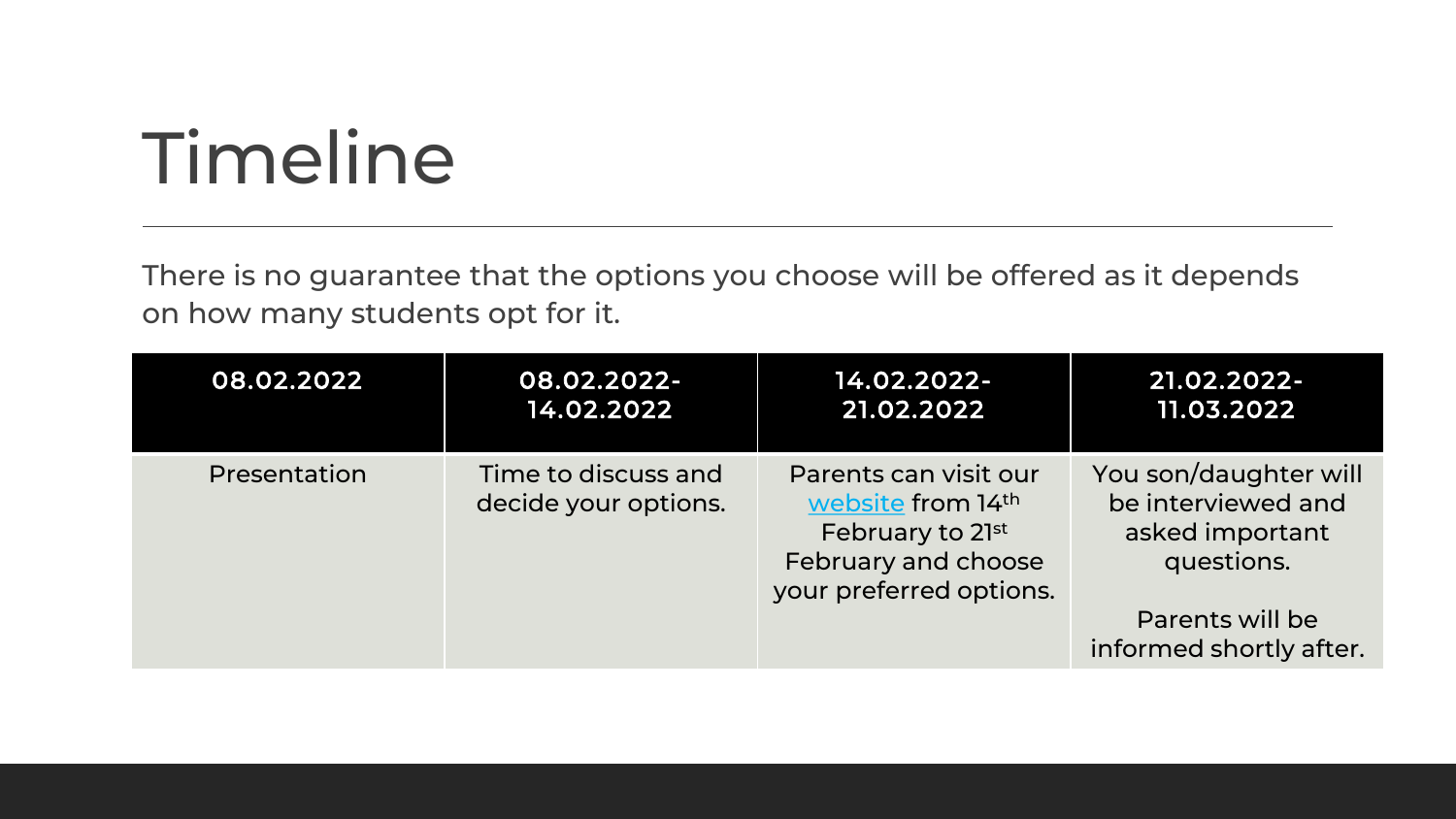# Timeline

There is no guarantee that the options you choose will be offered as it depends on how many students opt for it.

| 08.02.2022 | 08.02.2022-14.02.2022 | 14.02.2022-21.02.2022 | 21.02.2022-11.03.2022 |
|---|---|---|---|
| Presentation | Time to discuss and decide your options. | Parents can visit our website from 14th February to 21st February and choose your preferred options. | You son/daughter will be interviewed and asked important questions.<br><br>Parents will be informed shortly after. |